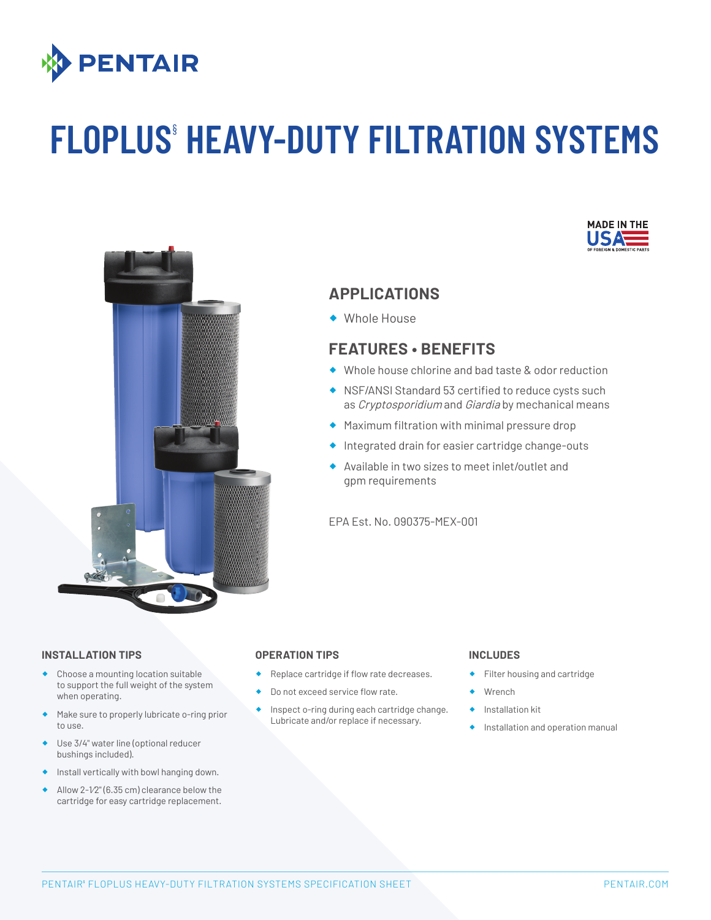# FLOPLUS§ HEAVY-DUTY FILTRATION SYSTEMS

MADE IN THE USA OF FOREIGN & DOMESTIC PARTS

## APPLICATIONS

- Whole House

## FEATURES • BENEFITS

- Whole house chlorine and bad taste & odor reduction
- NSF/ANSI Standard 53 certified to reduce cysts such as *Cryptosporidium* and *Giardia* by mechanical means
- Maximum filtration with minimal pressure drop
- Integrated drain for easier cartridge change-outs
- Available in two sizes to meet inlet/outlet and gpm requirements

EPA Est. No. 090375-MEX-001

### INSTALLATION TIPS

- Choose a mounting location suitable to support the full weight of the system when operating.
- Make sure to properly lubricate o-ring prior to use.
- Use 3/4" water line (optional reducer bushings included).
- Install vertically with bowl hanging down.
- Allow 2-1/2" (6.35 cm) clearance below the cartridge for easy cartridge replacement.

### OPERATION TIPS

- Replace cartridge if flow rate decreases.
- Do not exceed service flow rate.
- Inspect o-ring during each cartridge change. Lubricate and/or replace if necessary.

### INCLUDES

- Filter housing and cartridge
- Wrench
- Installation kit
- Installation and operation manual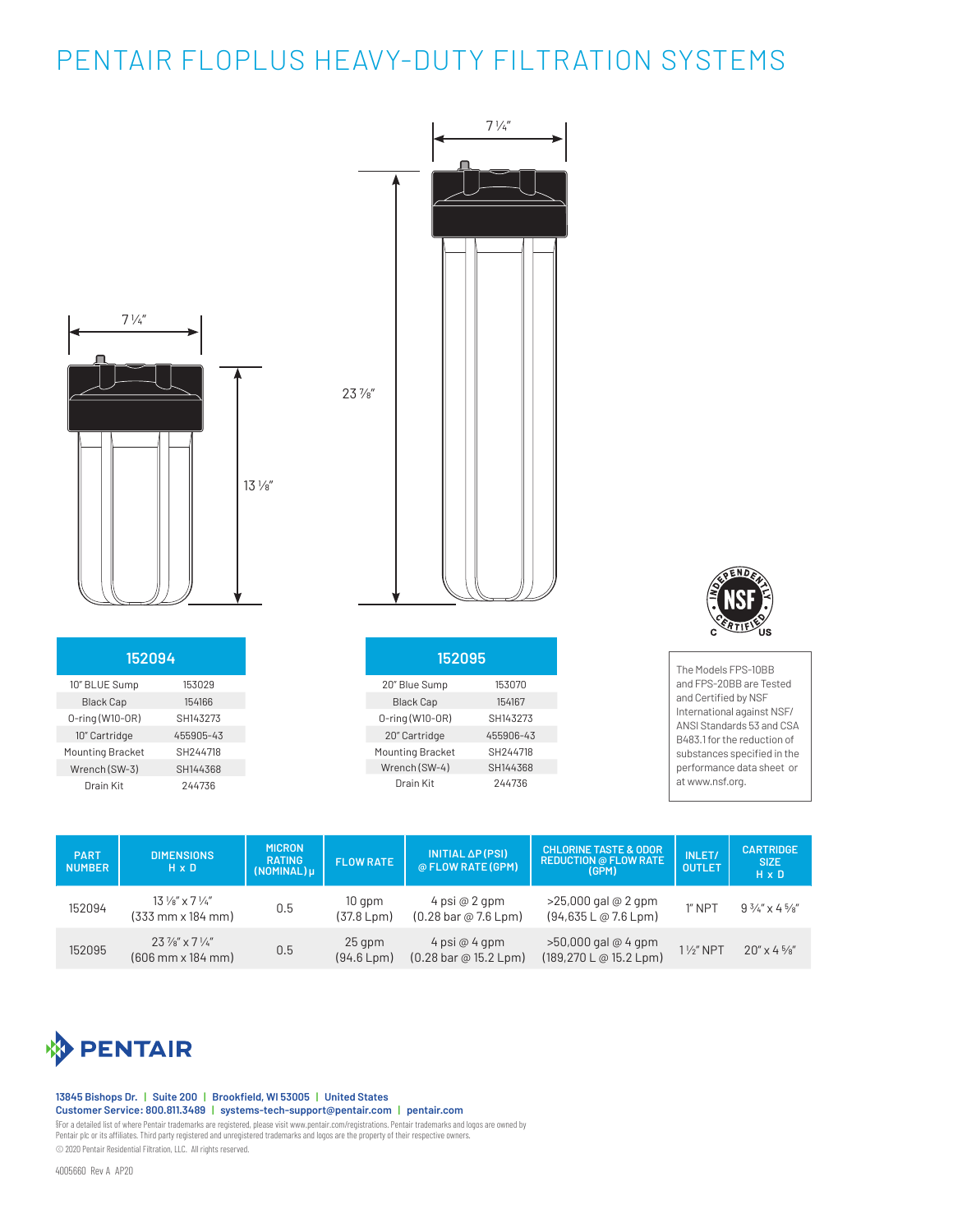# PENTAIR FLOPLUS HEAVY-DUTY FILTRATION SYSTEMS

7 ¼"

13 ⅛"

7 ¼"

23 ⅞"

| 152094 | |
|---|---|
| 10" BLUE Sump | 153029 |
| Black Cap | 154166 |
| O-ring (W10-OR) | SH143273 |
| 10" Cartridge | 455905-43 |
| Mounting Bracket | SH244718 |
| Wrench (SW-3) | SH144368 |
| Drain Kit | 244736 |

| 152095 | |
|---|---|
| 20" Blue Sump | 153070 |
| Black Cap | 154167 |
| O-ring (W10-OR) | SH143273 |
| 20" Cartridge | 455906-43 |
| Mounting Bracket | SH244718 |
| Wrench (SW-4) | SH144368 |
| Drain Kit | 244736 |

INDEPENDENTLY CERTIFIED NSF C US

The Models FPS-10BB and FPS-20BB are Tested and Certified by NSF International against NSF/ANSI Standards 53 and CSA B483.1 for the reduction of substances specified in the performance data sheet or at www.nsf.org.

| PART NUMBER | DIMENSIONS H x D | MICRON RATING (NOMINAL) µ | FLOW RATE | INITIAL ΔP (PSI) @ FLOW RATE (GPM) | CHLORINE TASTE & ODOR REDUCTION @ FLOW RATE (GPM) | INLET/ OUTLET | CARTRIDGE SIZE H x D |
|---|---|---|---|---|---|---|---|
| 152094 | 13 ⅛" x 7 ¼" (333 mm x 184 mm) | 0.5 | 10 gpm (37.8 Lpm) | 4 psi @ 2 gpm (0.28 bar @ 7.6 Lpm) | >25,000 gal @ 2 gpm (94,635 L @ 7.6 Lpm) | 1" NPT | 9 ¾" x 4 ⅝" |
| 152095 | 23 ⅞" x 7 ¼" (606 mm x 184 mm) | 0.5 | 25 gpm (94.6 Lpm) | 4 psi @ 4 gpm (0.28 bar @ 15.2 Lpm) | >50,000 gal @ 4 gpm (189,270 L @ 15.2 Lpm) | 1 ½" NPT | 20" x 4 ⅝" |

**PENTAIR**

13845 Bishops Dr. | Suite 200 | Brookfield, WI 53005 | United States
Customer Service: 800.811.3489 | systems-tech-support@pentair.com | pentair.com

§For a detailed list of where Pentair trademarks are registered, please visit www.pentair.com/registrations. Pentair trademarks and logos are owned by Pentair plc or its affiliates. Third party registered and unregistered trademarks and logos are the property of their respective owners.

© 2020 Pentair Residential Filtration, LLC. All rights reserved.

4005660 Rev A AP20